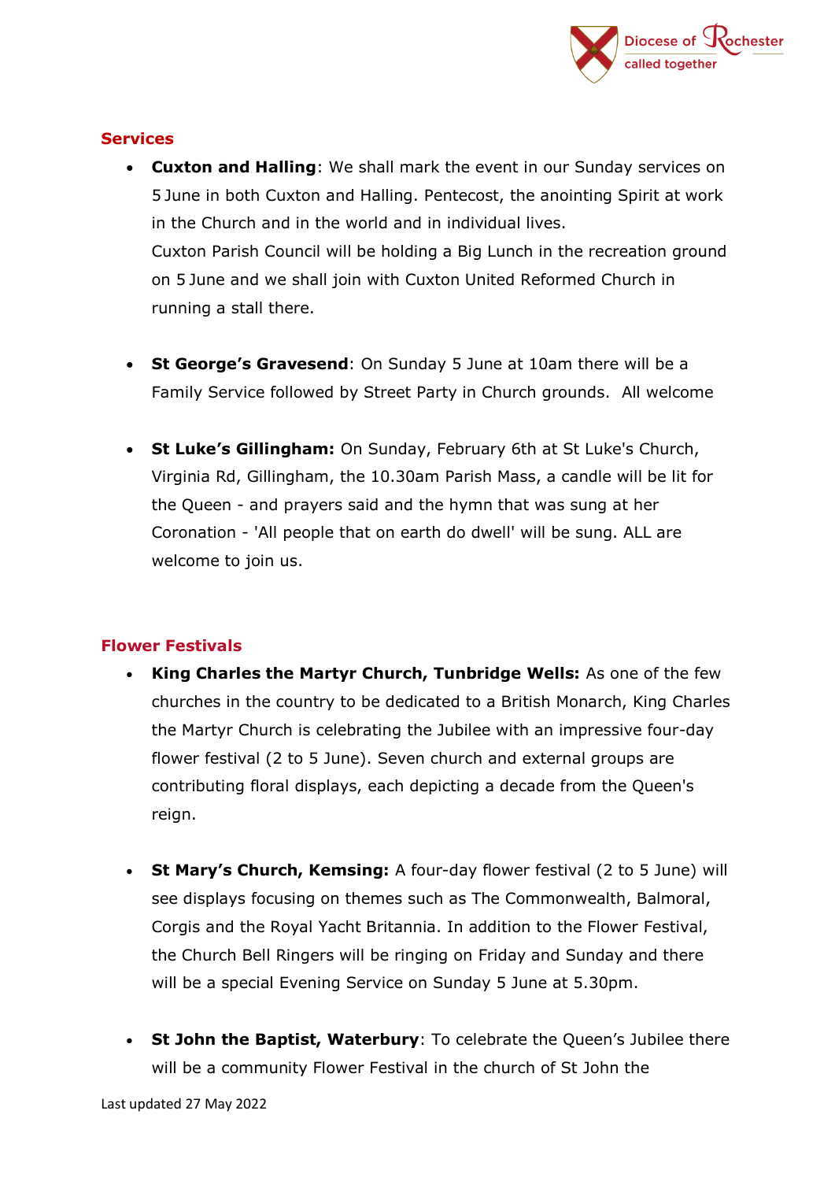## Services

- **Cuxton and Halling**: We shall mark the event in our Sunday services on 5 June in both Cuxton and Halling. Pentecost, the anointing Spirit at work in the Church and in the world and in individual lives.
  Cuxton Parish Council will be holding a Big Lunch in the recreation ground on 5 June and we shall join with Cuxton United Reformed Church in running a stall there.

- **St George's Gravesend**: On Sunday 5 June at 10am there will be a Family Service followed by Street Party in Church grounds. All welcome

- **St Luke's Gillingham:** On Sunday, February 6th at St Luke's Church, Virginia Rd, Gillingham, the 10.30am Parish Mass, a candle will be lit for the Queen - and prayers said and the hymn that was sung at her Coronation - 'All people that on earth do dwell' will be sung. ALL are welcome to join us.

## Flower Festivals

- **King Charles the Martyr Church, Tunbridge Wells:** As one of the few churches in the country to be dedicated to a British Monarch, King Charles the Martyr Church is celebrating the Jubilee with an impressive four-day flower festival (2 to 5 June). Seven church and external groups are contributing floral displays, each depicting a decade from the Queen's reign.

- **St Mary's Church, Kemsing:** A four-day flower festival (2 to 5 June) will see displays focusing on themes such as The Commonwealth, Balmoral, Corgis and the Royal Yacht Britannia. In addition to the Flower Festival, the Church Bell Ringers will be ringing on Friday and Sunday and there will be a special Evening Service on Sunday 5 June at 5.30pm.

- **St John the Baptist, Waterbury**: To celebrate the Queen's Jubilee there will be a community Flower Festival in the church of St John the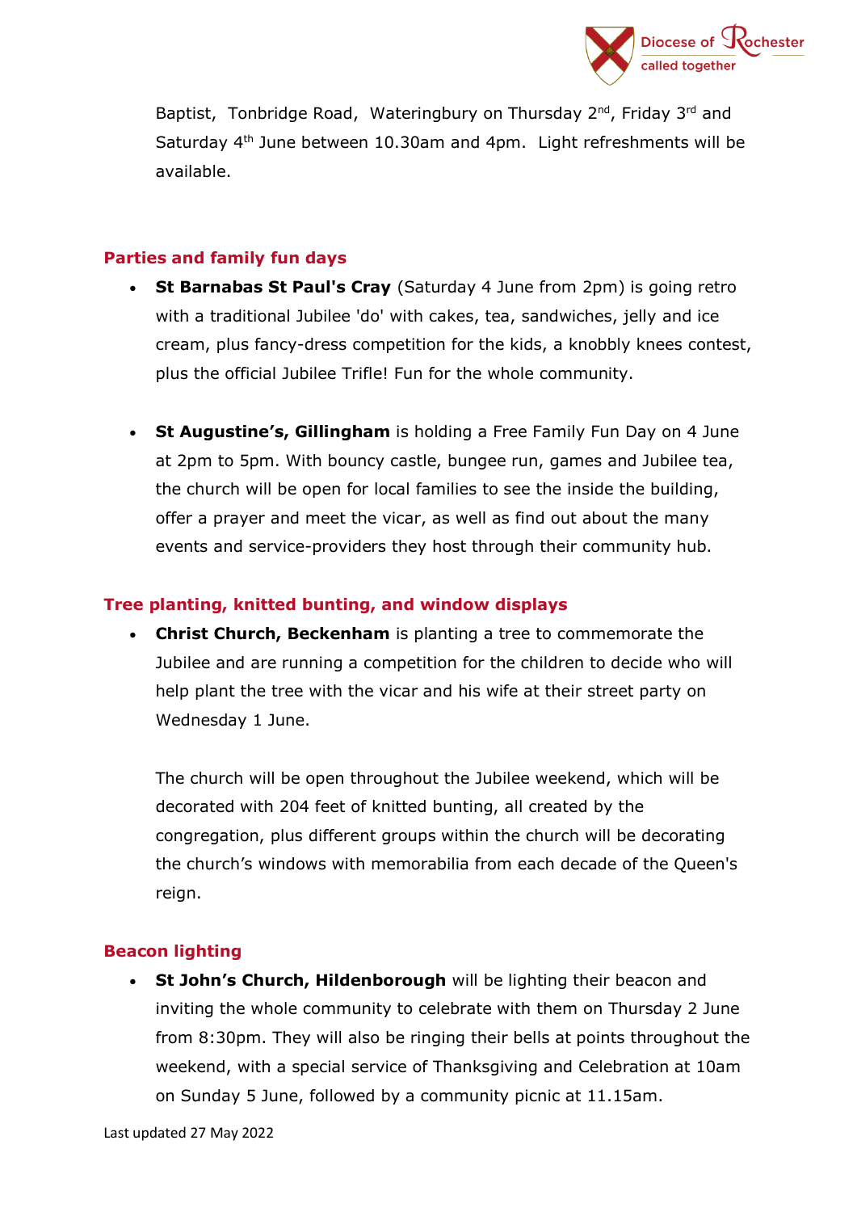Baptist, Tonbridge Road, Wateringbury on Thursday 2nd, Friday 3rd and Saturday 4th June between 10.30am and 4pm. Light refreshments will be available.

## Parties and family fun days

- **St Barnabas St Paul's Cray** (Saturday 4 June from 2pm) is going retro with a traditional Jubilee 'do' with cakes, tea, sandwiches, jelly and ice cream, plus fancy-dress competition for the kids, a knobbly knees contest, plus the official Jubilee Trifle! Fun for the whole community.

- **St Augustine's, Gillingham** is holding a Free Family Fun Day on 4 June at 2pm to 5pm. With bouncy castle, bungee run, games and Jubilee tea, the church will be open for local families to see the inside the building, offer a prayer and meet the vicar, as well as find out about the many events and service-providers they host through their community hub.

## Tree planting, knitted bunting, and window displays

- **Christ Church, Beckenham** is planting a tree to commemorate the Jubilee and are running a competition for the children to decide who will help plant the tree with the vicar and his wife at their street party on Wednesday 1 June.

  The church will be open throughout the Jubilee weekend, which will be decorated with 204 feet of knitted bunting, all created by the congregation, plus different groups within the church will be decorating the church's windows with memorabilia from each decade of the Queen's reign.

## Beacon lighting

- **St John's Church, Hildenborough** will be lighting their beacon and inviting the whole community to celebrate with them on Thursday 2 June from 8:30pm. They will also be ringing their bells at points throughout the weekend, with a special service of Thanksgiving and Celebration at 10am on Sunday 5 June, followed by a community picnic at 11.15am.

Last updated 27 May 2022